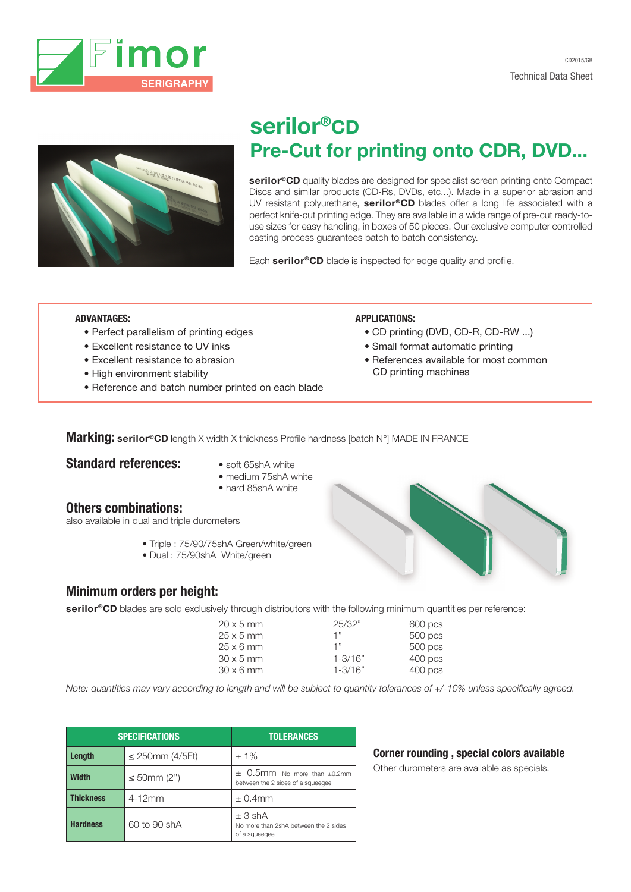Fimor SERIGRAPHY

CD2015/GB

Technical Data Sheet

# serilor®CD

## Pre-Cut for printing onto CDR, DVD...

**serilor®CD** quality blades are designed for specialist screen printing onto Compact Discs and similar products (CD-Rs, DVDs, etc...). Made in a superior abrasion and UV resistant polyurethane, **serilor®CD** blades offer a long life associated with a perfect knife-cut printing edge. They are available in a wide range of pre-cut ready-to-use sizes for easy handling, in boxes of 50 pieces. Our exclusive computer controlled casting process guarantees batch to batch consistency.

Each **serilor®CD** blade is inspected for edge quality and profile.

**ADVANTAGES:**

- Perfect parallelism of printing edges
- Excellent resistance to UV inks
- Excellent resistance to abrasion
- High environment stability
- Reference and batch number printed on each blade

**APPLICATIONS:**

- CD printing (DVD, CD-R, CD-RW ...)
- Small format automatic printing
- References available for most common CD printing machines

**Marking:** **serilor®CD** length X width X thickness Profile hardness [batch N°] MADE IN FRANCE

### Standard references:

- soft 65shA white
- medium 75shA white
- hard 85shA white

### Others combinations:

also available in dual and triple durometers

- Triple : 75/90/75shA Green/white/green
- Dual : 75/90shA White/green

### Minimum orders per height:

**serilor®CD** blades are sold exclusively through distributors with the following minimum quantities per reference:

| | | |
|---|---|---|
| 20 x 5 mm | 25/32" | 600 pcs |
| 25 x 5 mm | 1" | 500 pcs |
| 25 x 6 mm | 1" | 500 pcs |
| 30 x 5 mm | 1-3/16" | 400 pcs |
| 30 x 6 mm | 1-3/16" | 400 pcs |

*Note: quantities may vary according to length and will be subject to quantity tolerances of +/-10% unless specifically agreed.*

| SPECIFICATIONS | | TOLERANCES |
|---|---|---|
| **Length** | ≤ 250mm (4/5Ft) | ± 1% |
| **Width** | ≤ 50mm (2") | ± 0.5mm No more than ±0.2mm between the 2 sides of a squeegee |
| **Thickness** | 4-12mm | ± 0.4mm |
| **Hardness** | 60 to 90 shA | ± 3 shA No more than 2shA between the 2 sides of a squeegee |

### Corner rounding , special colors available

Other durometers are available as specials.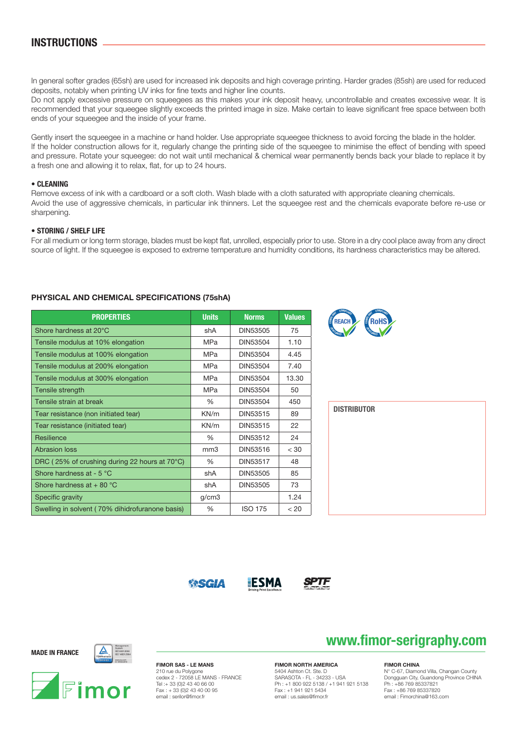## INSTRUCTIONS

In general softer grades (65sh) are used for increased ink deposits and high coverage printing. Harder grades (85sh) are used for reduced deposits, notably when printing UV inks for fine texts and higher line counts.
Do not apply excessive pressure on squeegees as this makes your ink deposit heavy, uncontrollable and creates excessive wear. It is recommended that your squeegee slightly exceeds the printed image in size. Make certain to leave significant free space between both ends of your squeegee and the inside of your frame.

Gently insert the squeegee in a machine or hand holder. Use appropriate squeegee thickness to avoid forcing the blade in the holder.
If the holder construction allows for it, regularly change the printing side of the squeegee to minimise the effect of bending with speed and pressure. Rotate your squeegee: do not wait until mechanical & chemical wear permanently bends back your blade to replace it by a fresh one and allowing it to relax, flat, for up to 24 hours.

**• CLEANING**
Remove excess of ink with a cardboard or a soft cloth. Wash blade with a cloth saturated with appropriate cleaning chemicals.
Avoid the use of aggressive chemicals, in particular ink thinners. Let the squeegee rest and the chemicals evaporate before re-use or sharpening.

**• STORING / SHELF LIFE**
For all medium or long term storage, blades must be kept flat, unrolled, especially prior to use. Store in a dry cool place away from any direct source of light. If the squeegee is exposed to extreme temperature and humidity conditions, its hardness characteristics may be altered.

### PHYSICAL AND CHEMICAL SPECIFICATIONS (75shA)

| PROPERTIES | Units | Norms | Values |
|---|---|---|---|
| Shore hardness at 20°C | shA | DIN53505 | 75 |
| Tensile modulus at 10% elongation | MPa | DIN53504 | 1.10 |
| Tensile modulus at 100% elongation | MPa | DIN53504 | 4.45 |
| Tensile modulus at 200% elongation | MPa | DIN53504 | 7.40 |
| Tensile modulus at 300% elongation | MPa | DIN53504 | 13.30 |
| Tensile strength | MPa | DIN53504 | 50 |
| Tensile strain at break | % | DIN53504 | 450 |
| Tear resistance (non initiated tear) | KN/m | DIN53515 | 89 |
| Tear resistance (initiated tear) | KN/m | DIN53515 | 22 |
| Resilience | % | DIN53512 | 24 |
| Abrasion loss | mm3 | DIN53516 | < 30 |
| DRC ( 25% of crushing during 22 hours at 70°C) | % | DIN53517 | 48 |
| Shore hardness at - 5 °C | shA | DIN53505 | 85 |
| Shore hardness at + 80 °C | shA | DIN53505 | 73 |
| Specific gravity | g/cm3 | | 1.24 |
| Swelling in solvent ( 70% dihidrofuranone basis) | % | ISO 175 | < 20 |

REACH RoHS

**DISTRIBUTOR**

SGIA ESMA Driving Print Excellence SPTF

**MADE IN FRANCE**

Fimor

**www.fimor-serigraphy.com**

**FIMOR SAS - LE MANS**
210 rue du Polygone
cedex 2 - 72058 LE MANS - FRANCE
Tel :+ 33 (0)2 43 40 66 00
Fax : + 33 (0)2 43 40 00 95
email : serilor@fimor.fr

**FIMOR NORTH AMERICA**
5404 Ashton Ct. Ste. D
SARASOTA - FL - 34233 - USA
Ph : +1 800 922 5138 / +1 941 921 5138
Fax : +1 941 921 5434
email : us.sales@fimor.fr

**FIMOR CHINA**
N° C-67, Diamond Villa, Changan County
Dongguan City, Guandong Province CHINA
Ph : +86 769 85337821
Fax : +86 769 85337820
email : Fimorchina@163.com